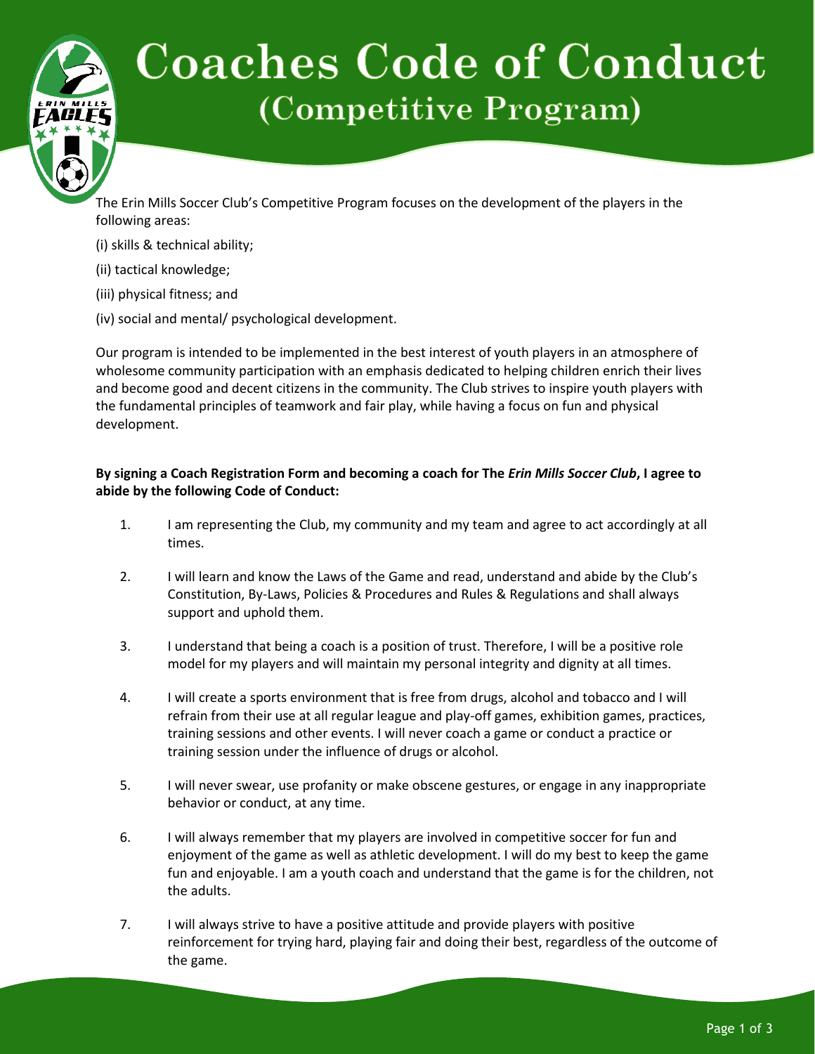# Coaches Code of Conduct
## (Competitive Program)

The Erin Mills Soccer Club's Competitive Program focuses on the development of the players in the following areas:

(i) skills & technical ability;

(ii) tactical knowledge;

(iii) physical fitness; and

(iv) social and mental/ psychological development.

Our program is intended to be implemented in the best interest of youth players in an atmosphere of wholesome community participation with an emphasis dedicated to helping children enrich their lives and become good and decent citizens in the community. The Club strives to inspire youth players with the fundamental principles of teamwork and fair play, while having a focus on fun and physical development.

**By signing a Coach Registration Form and becoming a coach for The *Erin Mills Soccer Club*, I agree to abide by the following Code of Conduct:**

1. I am representing the Club, my community and my team and agree to act accordingly at all times.

2. I will learn and know the Laws of the Game and read, understand and abide by the Club's Constitution, By-Laws, Policies & Procedures and Rules & Regulations and shall always support and uphold them.

3. I understand that being a coach is a position of trust. Therefore, I will be a positive role model for my players and will maintain my personal integrity and dignity at all times.

4. I will create a sports environment that is free from drugs, alcohol and tobacco and I will refrain from their use at all regular league and play-off games, exhibition games, practices, training sessions and other events. I will never coach a game or conduct a practice or training session under the influence of drugs or alcohol.

5. I will never swear, use profanity or make obscene gestures, or engage in any inappropriate behavior or conduct, at any time.

6. I will always remember that my players are involved in competitive soccer for fun and enjoyment of the game as well as athletic development. I will do my best to keep the game fun and enjoyable. I am a youth coach and understand that the game is for the children, not the adults.

7. I will always strive to have a positive attitude and provide players with positive reinforcement for trying hard, playing fair and doing their best, regardless of the outcome of the game.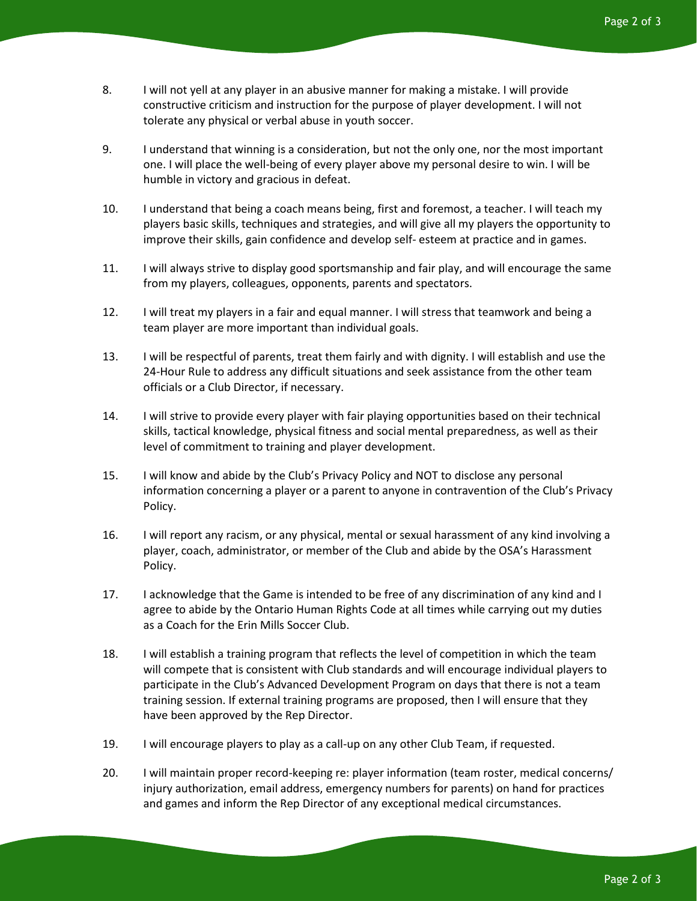8. I will not yell at any player in an abusive manner for making a mistake. I will provide constructive criticism and instruction for the purpose of player development. I will not tolerate any physical or verbal abuse in youth soccer.

9. I understand that winning is a consideration, but not the only one, nor the most important one. I will place the well-being of every player above my personal desire to win. I will be humble in victory and gracious in defeat.

10. I understand that being a coach means being, first and foremost, a teacher. I will teach my players basic skills, techniques and strategies, and will give all my players the opportunity to improve their skills, gain confidence and develop self- esteem at practice and in games.

11. I will always strive to display good sportsmanship and fair play, and will encourage the same from my players, colleagues, opponents, parents and spectators.

12. I will treat my players in a fair and equal manner. I will stress that teamwork and being a team player are more important than individual goals.

13. I will be respectful of parents, treat them fairly and with dignity. I will establish and use the 24-Hour Rule to address any difficult situations and seek assistance from the other team officials or a Club Director, if necessary.

14. I will strive to provide every player with fair playing opportunities based on their technical skills, tactical knowledge, physical fitness and social mental preparedness, as well as their level of commitment to training and player development.

15. I will know and abide by the Club's Privacy Policy and NOT to disclose any personal information concerning a player or a parent to anyone in contravention of the Club's Privacy Policy.

16. I will report any racism, or any physical, mental or sexual harassment of any kind involving a player, coach, administrator, or member of the Club and abide by the OSA's Harassment Policy.

17. I acknowledge that the Game is intended to be free of any discrimination of any kind and I agree to abide by the Ontario Human Rights Code at all times while carrying out my duties as a Coach for the Erin Mills Soccer Club.

18. I will establish a training program that reflects the level of competition in which the team will compete that is consistent with Club standards and will encourage individual players to participate in the Club's Advanced Development Program on days that there is not a team training session. If external training programs are proposed, then I will ensure that they have been approved by the Rep Director.

19. I will encourage players to play as a call-up on any other Club Team, if requested.

20. I will maintain proper record-keeping re: player information (team roster, medical concerns/ injury authorization, email address, emergency numbers for parents) on hand for practices and games and inform the Rep Director of any exceptional medical circumstances.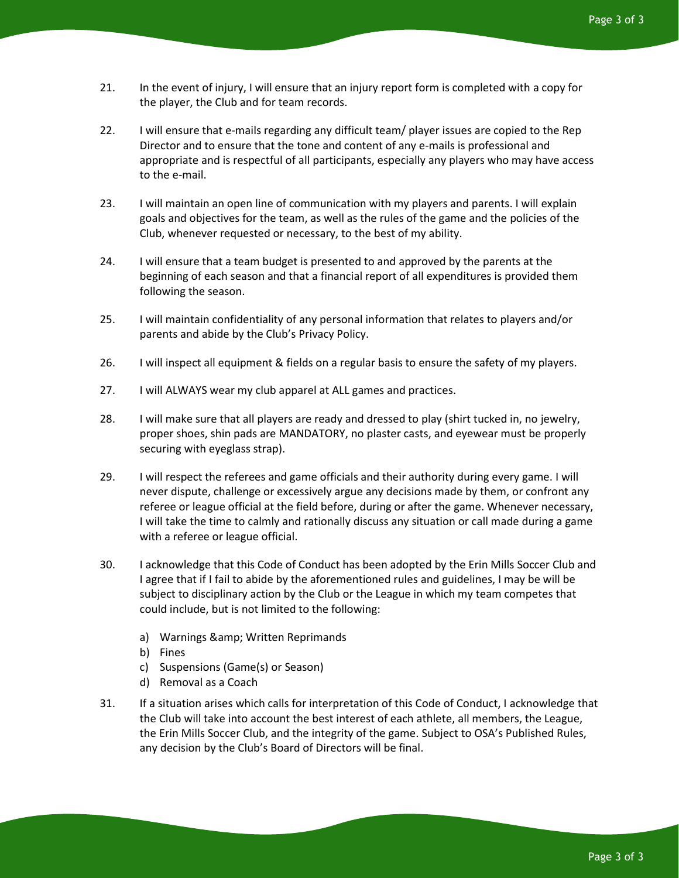21. In the event of injury, I will ensure that an injury report form is completed with a copy for the player, the Club and for team records.

22. I will ensure that e-mails regarding any difficult team/ player issues are copied to the Rep Director and to ensure that the tone and content of any e-mails is professional and appropriate and is respectful of all participants, especially any players who may have access to the e-mail.

23. I will maintain an open line of communication with my players and parents. I will explain goals and objectives for the team, as well as the rules of the game and the policies of the Club, whenever requested or necessary, to the best of my ability.

24. I will ensure that a team budget is presented to and approved by the parents at the beginning of each season and that a financial report of all expenditures is provided them following the season.

25. I will maintain confidentiality of any personal information that relates to players and/or parents and abide by the Club's Privacy Policy.

26. I will inspect all equipment & fields on a regular basis to ensure the safety of my players.

27. I will ALWAYS wear my club apparel at ALL games and practices.

28. I will make sure that all players are ready and dressed to play (shirt tucked in, no jewelry, proper shoes, shin pads are MANDATORY, no plaster casts, and eyewear must be properly securing with eyeglass strap).

29. I will respect the referees and game officials and their authority during every game. I will never dispute, challenge or excessively argue any decisions made by them, or confront any referee or league official at the field before, during or after the game. Whenever necessary, I will take the time to calmly and rationally discuss any situation or call made during a game with a referee or league official.

30. I acknowledge that this Code of Conduct has been adopted by the Erin Mills Soccer Club and I agree that if I fail to abide by the aforementioned rules and guidelines, I may be will be subject to disciplinary action by the Club or the League in which my team competes that could include, but is not limited to the following:

    a) Warnings &amp; Written Reprimands
    b) Fines
    c) Suspensions (Game(s) or Season)
    d) Removal as a Coach

31. If a situation arises which calls for interpretation of this Code of Conduct, I acknowledge that the Club will take into account the best interest of each athlete, all members, the League, the Erin Mills Soccer Club, and the integrity of the game. Subject to OSA's Published Rules, any decision by the Club's Board of Directors will be final.